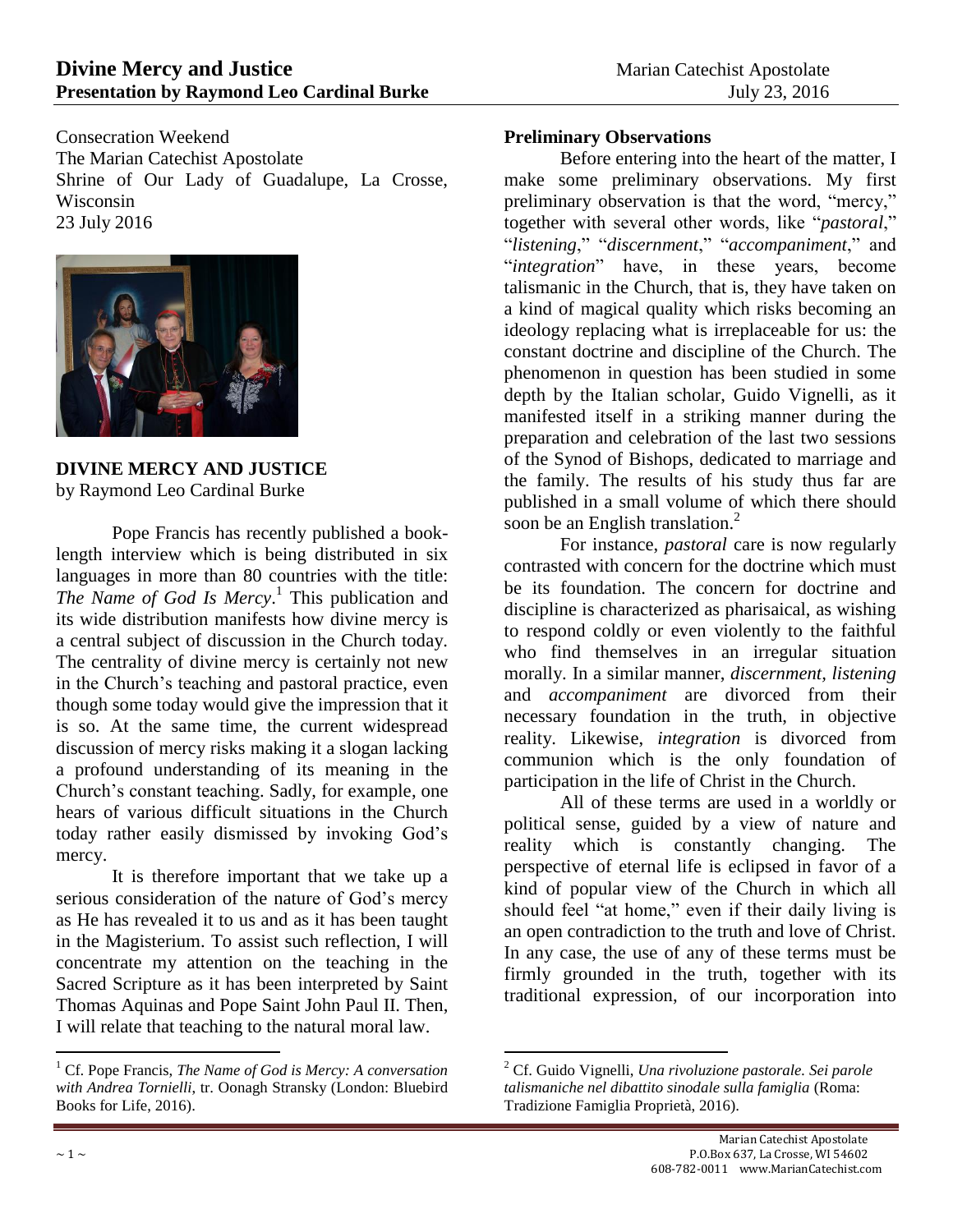Consecration Weekend
The Marian Catechist Apostolate
Shrine of Our Lady of Guadalupe, La Crosse, Wisconsin
23 July 2016

## DIVINE MERCY AND JUSTICE

by Raymond Leo Cardinal Burke

Pope Francis has recently published a book-length interview which is being distributed in six languages in more than 80 countries with the title: *The Name of God Is Mercy*.[1] This publication and its wide distribution manifests how divine mercy is a central subject of discussion in the Church today. The centrality of divine mercy is certainly not new in the Church's teaching and pastoral practice, even though some today would give the impression that it is so. At the same time, the current widespread discussion of mercy risks making it a slogan lacking a profound understanding of its meaning in the Church's constant teaching. Sadly, for example, one hears of various difficult situations in the Church today rather easily dismissed by invoking God's mercy.

It is therefore important that we take up a serious consideration of the nature of God's mercy as He has revealed it to us and as it has been taught in the Magisterium. To assist such reflection, I will concentrate my attention on the teaching in the Sacred Scripture as it has been interpreted by Saint Thomas Aquinas and Pope Saint John Paul II. Then, I will relate that teaching to the natural moral law.

### Preliminary Observations

Before entering into the heart of the matter, I make some preliminary observations. My first preliminary observation is that the word, "mercy," together with several other words, like "*pastoral*," "*listening*," "*discernment*," "*accompaniment*," and "*integration*" have, in these years, become talismanic in the Church, that is, they have taken on a kind of magical quality which risks becoming an ideology replacing what is irreplaceable for us: the constant doctrine and discipline of the Church. The phenomenon in question has been studied in some depth by the Italian scholar, Guido Vignelli, as it manifested itself in a striking manner during the preparation and celebration of the last two sessions of the Synod of Bishops, dedicated to marriage and the family. The results of his study thus far are published in a small volume of which there should soon be an English translation.[2]

For instance, *pastoral* care is now regularly contrasted with concern for the doctrine which must be its foundation. The concern for doctrine and discipline is characterized as pharisaical, as wishing to respond coldly or even violently to the faithful who find themselves in an irregular situation morally. In a similar manner, *discernment, listening* and *accompaniment* are divorced from their necessary foundation in the truth, in objective reality. Likewise, *integration* is divorced from communion which is the only foundation of participation in the life of Christ in the Church.

All of these terms are used in a worldly or political sense, guided by a view of nature and reality which is constantly changing. The perspective of eternal life is eclipsed in favor of a kind of popular view of the Church in which all should feel "at home," even if their daily living is an open contradiction to the truth and love of Christ. In any case, the use of any of these terms must be firmly grounded in the truth, together with its traditional expression, of our incorporation into

---

[1] Cf. Pope Francis, *The Name of God is Mercy: A conversation with Andrea Tornielli*, tr. Oonagh Stransky (London: Bluebird Books for Life, 2016).

[2] Cf. Guido Vignelli, *Una rivoluzione pastorale. Sei parole talismaniche nel dibattito sinodale sulla famiglia* (Roma: Tradizione Famiglia Proprietà, 2016).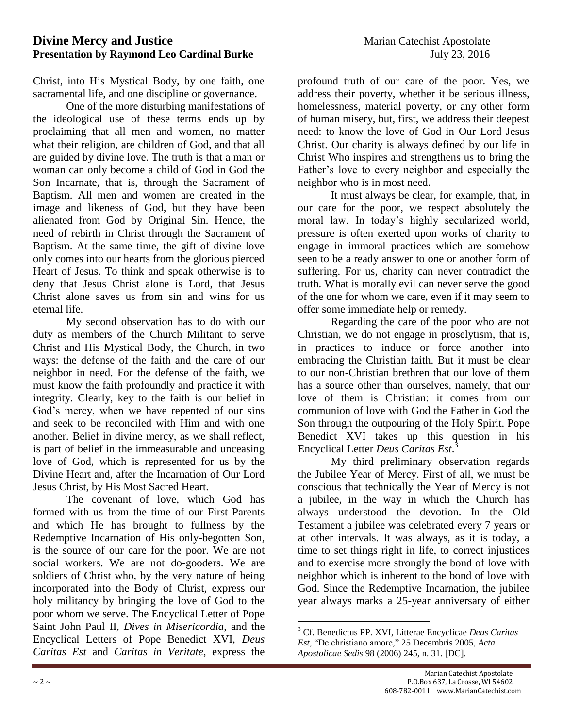Christ, into His Mystical Body, by one faith, one sacramental life, and one discipline or governance.

One of the more disturbing manifestations of the ideological use of these terms ends up by proclaiming that all men and women, no matter what their religion, are children of God, and that all are guided by divine love. The truth is that a man or woman can only become a child of God in God the Son Incarnate, that is, through the Sacrament of Baptism. All men and women are created in the image and likeness of God, but they have been alienated from God by Original Sin. Hence, the need of rebirth in Christ through the Sacrament of Baptism. At the same time, the gift of divine love only comes into our hearts from the glorious pierced Heart of Jesus. To think and speak otherwise is to deny that Jesus Christ alone is Lord, that Jesus Christ alone saves us from sin and wins for us eternal life.

My second observation has to do with our duty as members of the Church Militant to serve Christ and His Mystical Body, the Church, in two ways: the defense of the faith and the care of our neighbor in need. For the defense of the faith, we must know the faith profoundly and practice it with integrity. Clearly, key to the faith is our belief in God's mercy, when we have repented of our sins and seek to be reconciled with Him and with one another. Belief in divine mercy, as we shall reflect, is part of belief in the immeasurable and unceasing love of God, which is represented for us by the Divine Heart and, after the Incarnation of Our Lord Jesus Christ, by His Most Sacred Heart.

The covenant of love, which God has formed with us from the time of our First Parents and which He has brought to fullness by the Redemptive Incarnation of His only-begotten Son, is the source of our care for the poor. We are not social workers. We are not do-gooders. We are soldiers of Christ who, by the very nature of being incorporated into the Body of Christ, express our holy militancy by bringing the love of God to the poor whom we serve. The Encyclical Letter of Pope Saint John Paul II, *Dives in Misericordia*, and the Encyclical Letters of Pope Benedict XVI, *Deus Caritas Est* and *Caritas in Veritate*, express the profound truth of our care of the poor. Yes, we address their poverty, whether it be serious illness, homelessness, material poverty, or any other form of human misery, but, first, we address their deepest need: to know the love of God in Our Lord Jesus Christ. Our charity is always defined by our life in Christ Who inspires and strengthens us to bring the Father's love to every neighbor and especially the neighbor who is in most need.

It must always be clear, for example, that, in our care for the poor, we respect absolutely the moral law. In today's highly secularized world, pressure is often exerted upon works of charity to engage in immoral practices which are somehow seen to be a ready answer to one or another form of suffering. For us, charity can never contradict the truth. What is morally evil can never serve the good of the one for whom we care, even if it may seem to offer some immediate help or remedy.

Regarding the care of the poor who are not Christian, we do not engage in proselytism, that is, in practices to induce or force another into embracing the Christian faith. But it must be clear to our non-Christian brethren that our love of them has a source other than ourselves, namely, that our love of them is Christian: it comes from our communion of love with God the Father in God the Son through the outpouring of the Holy Spirit. Pope Benedict XVI takes up this question in his Encyclical Letter *Deus Caritas Est*.[3]

My third preliminary observation regards the Jubilee Year of Mercy. First of all, we must be conscious that technically the Year of Mercy is not a jubilee, in the way in which the Church has always understood the devotion. In the Old Testament a jubilee was celebrated every 7 years or at other intervals. It was always, as it is today, a time to set things right in life, to correct injustices and to exercise more strongly the bond of love with neighbor which is inherent to the bond of love with God. Since the Redemptive Incarnation, the jubilee year always marks a 25-year anniversary of either

[3] Cf. Benedictus PP. XVI, Litterae Encyclicae *Deus Caritas Est*, "De christiano amore," 25 Decembris 2005, *Acta Apostolicae Sedis* 98 (2006) 245, n. 31. [DC].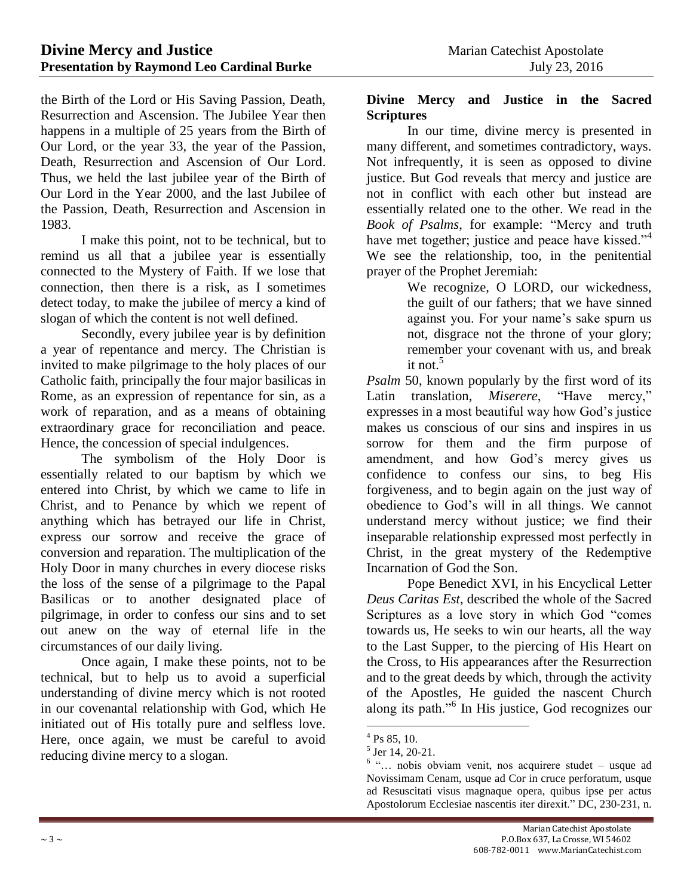the Birth of the Lord or His Saving Passion, Death, Resurrection and Ascension. The Jubilee Year then happens in a multiple of 25 years from the Birth of Our Lord, or the year 33, the year of the Passion, Death, Resurrection and Ascension of Our Lord. Thus, we held the last jubilee year of the Birth of Our Lord in the Year 2000, and the last Jubilee of the Passion, Death, Resurrection and Ascension in 1983.

I make this point, not to be technical, but to remind us all that a jubilee year is essentially connected to the Mystery of Faith. If we lose that connection, then there is a risk, as I sometimes detect today, to make the jubilee of mercy a kind of slogan of which the content is not well defined.

Secondly, every jubilee year is by definition a year of repentance and mercy. The Christian is invited to make pilgrimage to the holy places of our Catholic faith, principally the four major basilicas in Rome, as an expression of repentance for sin, as a work of reparation, and as a means of obtaining extraordinary grace for reconciliation and peace. Hence, the concession of special indulgences.

The symbolism of the Holy Door is essentially related to our baptism by which we entered into Christ, by which we came to life in Christ, and to Penance by which we repent of anything which has betrayed our life in Christ, express our sorrow and receive the grace of conversion and reparation. The multiplication of the Holy Door in many churches in every diocese risks the loss of the sense of a pilgrimage to the Papal Basilicas or to another designated place of pilgrimage, in order to confess our sins and to set out anew on the way of eternal life in the circumstances of our daily living.

Once again, I make these points, not to be technical, but to help us to avoid a superficial understanding of divine mercy which is not rooted in our covenantal relationship with God, which He initiated out of His totally pure and selfless love. Here, once again, we must be careful to avoid reducing divine mercy to a slogan.

## Divine Mercy and Justice in the Sacred Scriptures

In our time, divine mercy is presented in many different, and sometimes contradictory, ways. Not infrequently, it is seen as opposed to divine justice. But God reveals that mercy and justice are not in conflict with each other but instead are essentially related one to the other. We read in the *Book of Psalms*, for example: "Mercy and truth have met together; justice and peace have kissed."[4] We see the relationship, too, in the penitential prayer of the Prophet Jeremiah:

> We recognize, O LORD, our wickedness, the guilt of our fathers; that we have sinned against you. For your name's sake spurn us not, disgrace not the throne of your glory; remember your covenant with us, and break it not.[5]

*Psalm* 50, known popularly by the first word of its Latin translation, *Miserere*, "Have mercy," expresses in a most beautiful way how God's justice makes us conscious of our sins and inspires in us sorrow for them and the firm purpose of amendment, and how God's mercy gives us confidence to confess our sins, to beg His forgiveness, and to begin again on the just way of obedience to God's will in all things. We cannot understand mercy without justice; we find their inseparable relationship expressed most perfectly in Christ, in the great mystery of the Redemptive Incarnation of God the Son.

Pope Benedict XVI, in his Encyclical Letter *Deus Caritas Est*, described the whole of the Sacred Scriptures as a love story in which God "comes towards us, He seeks to win our hearts, all the way to the Last Supper, to the piercing of His Heart on the Cross, to His appearances after the Resurrection and to the great deeds by which, through the activity of the Apostles, He guided the nascent Church along its path."[6] In His justice, God recognizes our

---

[4] Ps 85, 10.

[5] Jer 14, 20-21.

[6] "… nobis obviam venit, nos acquirere studet – usque ad Novissimam Cenam, usque ad Cor in cruce perforatum, usque ad Resuscitati visus magnaque opera, quibus ipse per actus Apostolorum Ecclesiae nascentis iter direxit." DC, 230-231, n.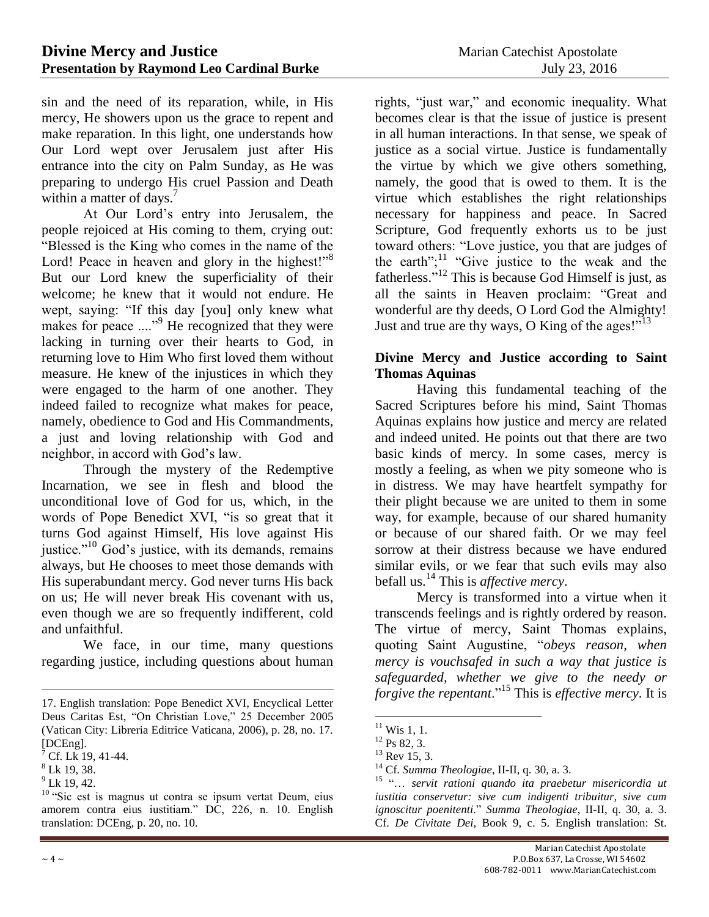sin and the need of its reparation, while, in His mercy, He showers upon us the grace to repent and make reparation. In this light, one understands how Our Lord wept over Jerusalem just after His entrance into the city on Palm Sunday, as He was preparing to undergo His cruel Passion and Death within a matter of days.[7]

At Our Lord's entry into Jerusalem, the people rejoiced at His coming to them, crying out: "Blessed is the King who comes in the name of the Lord! Peace in heaven and glory in the highest!"[8] But our Lord knew the superficiality of their welcome; he knew that it would not endure. He wept, saying: "If this day [you] only knew what makes for peace ...."[9] He recognized that they were lacking in turning over their hearts to God, in returning love to Him Who first loved them without measure. He knew of the injustices in which they were engaged to the harm of one another. They indeed failed to recognize what makes for peace, namely, obedience to God and His Commandments, a just and loving relationship with God and neighbor, in accord with God's law.

Through the mystery of the Redemptive Incarnation, we see in flesh and blood the unconditional love of God for us, which, in the words of Pope Benedict XVI, "is so great that it turns God against Himself, His love against His justice."[10] God's justice, with its demands, remains always, but He chooses to meet those demands with His superabundant mercy. God never turns His back on us; He will never break His covenant with us, even though we are so frequently indifferent, cold and unfaithful.

We face, in our time, many questions regarding justice, including questions about human rights, "just war," and economic inequality. What becomes clear is that the issue of justice is present in all human interactions. In that sense, we speak of justice as a social virtue. Justice is fundamentally the virtue by which we give others something, namely, the good that is owed to them. It is the virtue which establishes the right relationships necessary for happiness and peace. In Sacred Scripture, God frequently exhorts us to be just toward others: "Love justice, you that are judges of the earth";[11] "Give justice to the weak and the fatherless."[12] This is because God Himself is just, as all the saints in Heaven proclaim: "Great and wonderful are thy deeds, O Lord God the Almighty! Just and true are thy ways, O King of the ages!"[13]

### Divine Mercy and Justice according to Saint Thomas Aquinas

Having this fundamental teaching of the Sacred Scriptures before his mind, Saint Thomas Aquinas explains how justice and mercy are related and indeed united. He points out that there are two basic kinds of mercy. In some cases, mercy is mostly a feeling, as when we pity someone who is in distress. We may have heartfelt sympathy for their plight because we are united to them in some way, for example, because of our shared humanity or because of our shared faith. Or we may feel sorrow at their distress because we have endured similar evils, or we fear that such evils may also befall us.[14] This is *affective mercy*.

Mercy is transformed into a virtue when it transcends feelings and is rightly ordered by reason. The virtue of mercy, Saint Thomas explains, quoting Saint Augustine, "*obeys reason, when mercy is vouchsafed in such a way that justice is safeguarded, whether we give to the needy or forgive the repentant*."[15] This is *effective mercy*. It is

---

17. English translation: Pope Benedict XVI, Encyclical Letter Deus Caritas Est, "On Christian Love," 25 December 2005 (Vatican City: Libreria Editrice Vaticana, 2006), p. 28, no. 17. [DCEng].

[7] Cf. Lk 19, 41-44.

[8] Lk 19, 38.

[9] Lk 19, 42.

[10] "Sic est is magnus ut contra se ipsum vertat Deum, eius amorem contra eius iustitiam." DC, 226, n. 10. English translation: DCEng, p. 20, no. 10.

[11] Wis 1, 1.

[12] Ps 82, 3.

[13] Rev 15, 3.

[14] Cf. *Summa Theologiae*, II-II, q. 30, a. 3.

[15] "… *servit rationi quando ita praebetur misericordia ut iustitia conservetur: sive cum indigenti tribuitur, sive cum ignoscitur poenitenti*." *Summa Theologiae*, II-II, q. 30, a. 3. Cf. *De Civitate Dei*, Book 9, c. 5. English translation: St.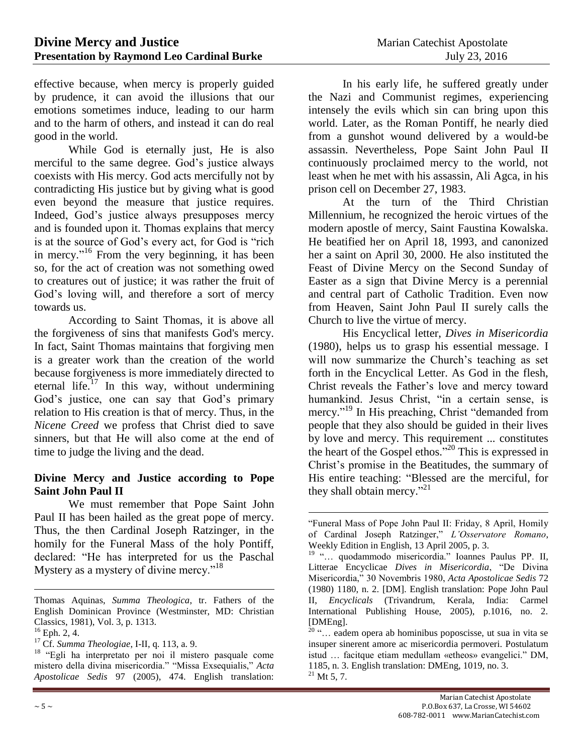effective because, when mercy is properly guided by prudence, it can avoid the illusions that our emotions sometimes induce, leading to our harm and to the harm of others, and instead it can do real good in the world.

While God is eternally just, He is also merciful to the same degree. God's justice always coexists with His mercy. God acts mercifully not by contradicting His justice but by giving what is good even beyond the measure that justice requires. Indeed, God's justice always presupposes mercy and is founded upon it. Thomas explains that mercy is at the source of God's every act, for God is "rich in mercy."[16] From the very beginning, it has been so, for the act of creation was not something owed to creatures out of justice; it was rather the fruit of God's loving will, and therefore a sort of mercy towards us.

According to Saint Thomas, it is above all the forgiveness of sins that manifests God's mercy. In fact, Saint Thomas maintains that forgiving men is a greater work than the creation of the world because forgiveness is more immediately directed to eternal life.[17] In this way, without undermining God's justice, one can say that God's primary relation to His creation is that of mercy. Thus, in the *Nicene Creed* we profess that Christ died to save sinners, but that He will also come at the end of time to judge the living and the dead.

## Divine Mercy and Justice according to Pope Saint John Paul II

We must remember that Pope Saint John Paul II has been hailed as the great pope of mercy. Thus, the then Cardinal Joseph Ratzinger, in the homily for the Funeral Mass of the holy Pontiff, declared: "He has interpreted for us the Paschal Mystery as a mystery of divine mercy."[18]

In his early life, he suffered greatly under the Nazi and Communist regimes, experiencing intensely the evils which sin can bring upon this world. Later, as the Roman Pontiff, he nearly died from a gunshot wound delivered by a would-be assassin. Nevertheless, Pope Saint John Paul II continuously proclaimed mercy to the world, not least when he met with his assassin, Ali Agca, in his prison cell on December 27, 1983.

At the turn of the Third Christian Millennium, he recognized the heroic virtues of the modern apostle of mercy, Saint Faustina Kowalska. He beatified her on April 18, 1993, and canonized her a saint on April 30, 2000. He also instituted the Feast of Divine Mercy on the Second Sunday of Easter as a sign that Divine Mercy is a perennial and central part of Catholic Tradition. Even now from Heaven, Saint John Paul II surely calls the Church to live the virtue of mercy.

His Encyclical letter, *Dives in Misericordia* (1980), helps us to grasp his essential message. I will now summarize the Church's teaching as set forth in the Encyclical Letter. As God in the flesh, Christ reveals the Father's love and mercy toward humankind. Jesus Christ, "in a certain sense, is mercy."[19] In His preaching, Christ "demanded from people that they also should be guided in their lives by love and mercy. This requirement ... constitutes the heart of the Gospel ethos."[20] This is expressed in Christ's promise in the Beatitudes, the summary of His entire teaching: "Blessed are the merciful, for they shall obtain mercy."[21]

---

Thomas Aquinas, *Summa Theologica*, tr. Fathers of the English Dominican Province (Westminster, MD: Christian Classics, 1981), Vol. 3, p. 1313.

[16] Eph. 2, 4.

[17] Cf. *Summa Theologiae*, I-II, q. 113, a. 9.

[18] "Egli ha interpretato per noi il mistero pasquale come mistero della divina misericordia." "Missa Exsequialis," *Acta Apostolicae Sedis* 97 (2005), 474. English translation: "Funeral Mass of Pope John Paul II: Friday, 8 April, Homily of Cardinal Joseph Ratzinger," *L'Osservatore Romano*, Weekly Edition in English, 13 April 2005, p. 3.

[19] "… quodammodo misericordia." Ioannes Paulus PP. II, Litterae Encyclicae *Dives in Misericordia*, "De Divina Misericordia," 30 Novembris 1980, *Acta Apostolicae Sedis* 72 (1980) 1180, n. 2. [DM]. English translation: Pope John Paul II, *Encyclicals* (Trivandrum, Kerala, India: Carmel International Publishing House, 2005), p.1016, no. 2. [DMEng].

[20] "… eadem opera ab hominibus poposcisse, ut sua in vita se insuper sinerent amore ac misericordia permoveri. Postulatum istud … facitque etiam medullam «etheos» evangelici." DM, 1185, n. 3. English translation: DMEng, 1019, no. 3.

[21] Mt 5, 7.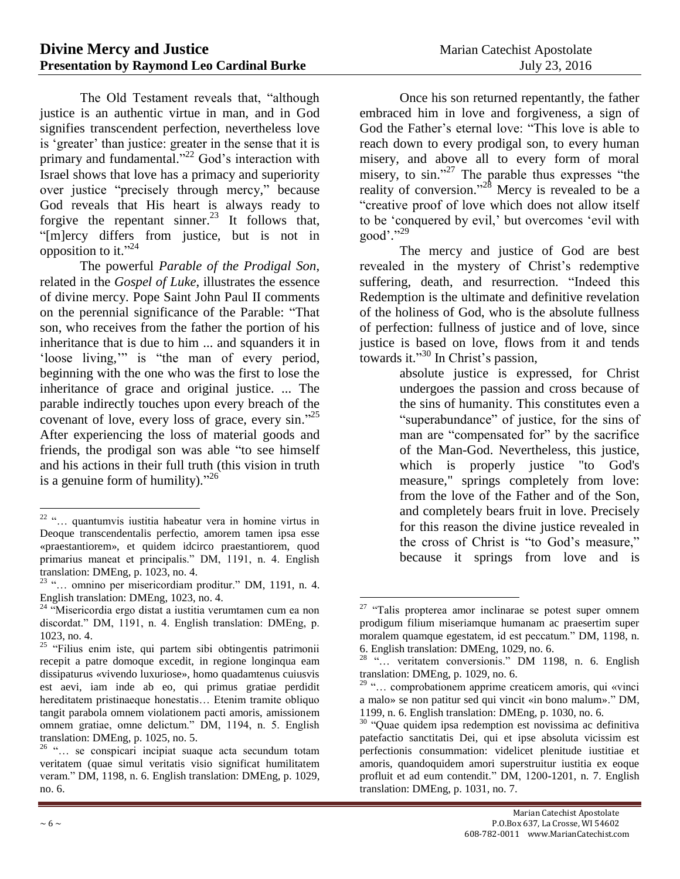The Old Testament reveals that, "although justice is an authentic virtue in man, and in God signifies transcendent perfection, nevertheless love is 'greater' than justice: greater in the sense that it is primary and fundamental."[22] God's interaction with Israel shows that love has a primacy and superiority over justice "precisely through mercy," because God reveals that His heart is always ready to forgive the repentant sinner.[23] It follows that, "[m]ercy differs from justice, but is not in opposition to it."[24]

The powerful *Parable of the Prodigal Son*, related in the *Gospel of Luke*, illustrates the essence of divine mercy. Pope Saint John Paul II comments on the perennial significance of the Parable: "That son, who receives from the father the portion of his inheritance that is due to him ... and squanders it in 'loose living,'" is "the man of every period, beginning with the one who was the first to lose the inheritance of grace and original justice. ... The parable indirectly touches upon every breach of the covenant of love, every loss of grace, every sin."[25] After experiencing the loss of material goods and friends, the prodigal son was able "to see himself and his actions in their full truth (this vision in truth is a genuine form of humility)."[26]

Once his son returned repentantly, the father embraced him in love and forgiveness, a sign of God the Father's eternal love: "This love is able to reach down to every prodigal son, to every human misery, and above all to every form of moral misery, to sin."[27] The parable thus expresses "the reality of conversion."[28] Mercy is revealed to be a "creative proof of love which does not allow itself to be 'conquered by evil,' but overcomes 'evil with good'."[29]

The mercy and justice of God are best revealed in the mystery of Christ's redemptive suffering, death, and resurrection. "Indeed this Redemption is the ultimate and definitive revelation of the holiness of God, who is the absolute fullness of perfection: fullness of justice and of love, since justice is based on love, flows from it and tends towards it."[30] In Christ's passion,

> absolute justice is expressed, for Christ undergoes the passion and cross because of the sins of humanity. This constitutes even a "superabundance" of justice, for the sins of man are "compensated for" by the sacrifice of the Man-God. Nevertheless, this justice, which is properly justice "to God's measure," springs completely from love: from the love of the Father and of the Son, and completely bears fruit in love. Precisely for this reason the divine justice revealed in the cross of Christ is "to God's measure," because it springs from love and is

---

[22] "… quantumvis iustitia habeatur vera in homine virtus in Deoque transcendentalis perfectio, amorem tamen ipsa esse «praestantiorem», et quidem idcirco praestantiorem, quod primarius maneat et principalis." DM, 1191, n. 4. English translation: DMEng, p. 1023, no. 4.

[23] "… omnino per misericordiam proditur." DM, 1191, n. 4. English translation: DMEng, 1023, no. 4.

[24] "Misericordia ergo distat a iustitia verumtamen cum ea non discordat." DM, 1191, n. 4. English translation: DMEng, p. 1023, no. 4.

[25] "Filius enim iste, qui partem sibi obtingentis patrimonii recepit a patre domoque excedit, in regione longinqua eam dissipaturus «vivendo luxuriose», homo quadamtenus cuiusvis est aevi, iam inde ab eo, qui primus gratiae perdidit hereditatem pristinaeque honestatis… Etenim tramite obliquo tangit parabola omnem violationem pacti amoris, amissionem omnem gratiae, omne delictum." DM, 1194, n. 5. English translation: DMEng, p. 1025, no. 5.

[26] "… se conspicari incipiat suaque acta secundum totam veritatem (quae simul veritatis visio significat humilitatem veram." DM, 1198, n. 6. English translation: DMEng, p. 1029, no. 6.

[27] "Talis propterea amor inclinarae se potest super omnem prodigum filium miseriamque humanam ac praesertim super moralem quamque egestatem, id est peccatum." DM, 1198, n. 6. English translation: DMEng, 1029, no. 6.

[28] "… veritatem conversionis." DM 1198, n. 6. English translation: DMEng, p. 1029, no. 6.

[29] "… comprobationem apprime creaticem amoris, qui «vinci a malo» se non patitur sed qui vincit «in bono malum»." DM, 1199, n. 6. English translation: DMEng, p. 1030, no. 6.

[30] "Quae quidem ipsa redemption est novissima ac definitiva patefactio sanctitatis Dei, qui et ipse absoluta vicissim est perfectionis consummation: videlicet plenitude iustitiae et amoris, quandoquidem amori superstruitur iustitia ex eoque profluit et ad eum contendit." DM, 1200-1201, n. 7. English translation: DMEng, p. 1031, no. 7.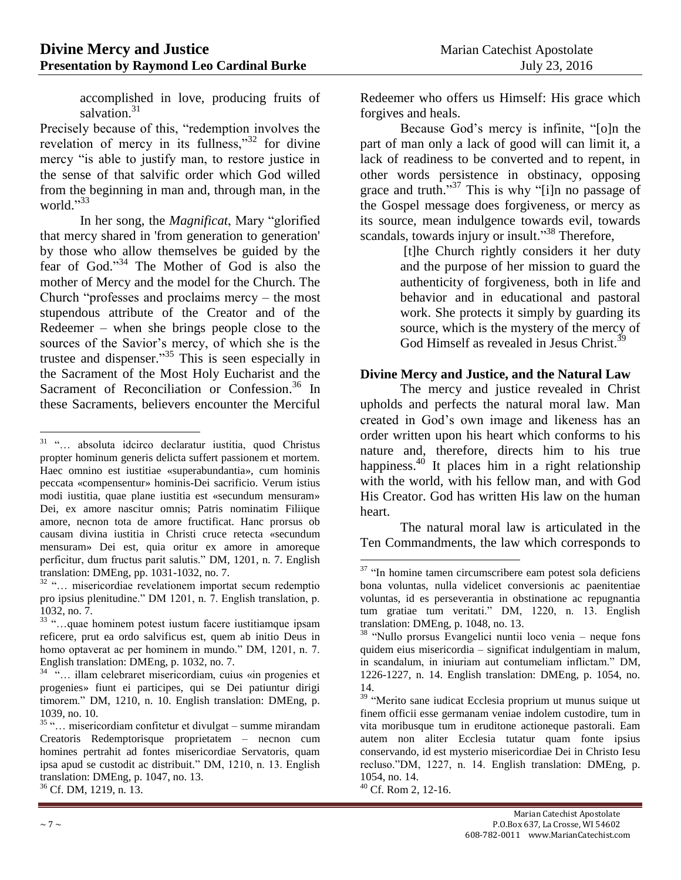accomplished in love, producing fruits of salvation.[31]

Precisely because of this, "redemption involves the revelation of mercy in its fullness,"[32] for divine mercy "is able to justify man, to restore justice in the sense of that salvific order which God willed from the beginning in man and, through man, in the world."[33]

In her song, the *Magnificat*, Mary "glorified that mercy shared in 'from generation to generation' by those who allow themselves be guided by the fear of God."[34] The Mother of God is also the mother of Mercy and the model for the Church. The Church "professes and proclaims mercy – the most stupendous attribute of the Creator and of the Redeemer – when she brings people close to the sources of the Savior's mercy, of which she is the trustee and dispenser."[35] This is seen especially in the Sacrament of the Most Holy Eucharist and the Sacrament of Reconciliation or Confession.[36] In these Sacraments, believers encounter the Merciful Redeemer who offers us Himself: His grace which forgives and heals.

Because God's mercy is infinite, "[o]n the part of man only a lack of good will can limit it, a lack of readiness to be converted and to repent, in other words persistence in obstinacy, opposing grace and truth."[37] This is why "[i]n no passage of the Gospel message does forgiveness, or mercy as its source, mean indulgence towards evil, towards scandals, towards injury or insult."[38] Therefore,

> [t]he Church rightly considers it her duty and the purpose of her mission to guard the authenticity of forgiveness, both in life and behavior and in educational and pastoral work. She protects it simply by guarding its source, which is the mystery of the mercy of God Himself as revealed in Jesus Christ.[39]

## Divine Mercy and Justice, and the Natural Law

The mercy and justice revealed in Christ upholds and perfects the natural moral law. Man created in God's own image and likeness has an order written upon his heart which conforms to his nature and, therefore, directs him to his true happiness.[40] It places him in a right relationship with the world, with his fellow man, and with God His Creator. God has written His law on the human heart.

The natural moral law is articulated in the Ten Commandments, the law which corresponds to

---

[31] "… absoluta idcirco declaratur iustitia, quod Christus propter hominum generis delicta suffert passionem et mortem. Haec omnino est iustitiae «superabundantia», cum hominis peccata «compensentur» hominis-Dei sacrificio. Verum istius modi iustitia, quae plane iustitia est «secundum mensuram» Dei, ex amore nascitur omnis; Patris nominatim Filiique amore, necnon tota de amore fructificat. Hanc prorsus ob causam divina iustitia in Christi cruce retecta «secundum mensuram» Dei est, quia oritur ex amore in amoreque perficitur, dum fructus parit salutis." DM, 1201, n. 7. English translation: DMEng, pp. 1031-1032, no. 7.

[32] "… misericordiae revelationem importat secum redemptio pro ipsius plenitudine." DM 1201, n. 7. English translation, p. 1032, no. 7.

[33] "…quae hominem potest iustum facere iustitiamque ipsam reficere, prut ea ordo salvificus est, quem ab initio Deus in homo optaverat ac per hominem in mundo." DM, 1201, n. 7. English translation: DMEng, p. 1032, no. 7.

[34] "… illam celebraret misericordiam, cuius «in progenies et progenies» fiunt ei participes, qui se Dei patiuntur dirigi timorem." DM, 1210, n. 10. English translation: DMEng, p. 1039, no. 10.

[35] "… misericordiam confitetur et divulgat – summe mirandam Creatoris Redemptorisque proprietatem – necnon cum homines pertrahit ad fontes misericordiae Servatoris, quam ipsa apud se custodit ac distribuit." DM, 1210, n. 13. English translation: DMEng, p. 1047, no. 13.

[36] Cf. DM, 1219, n. 13.

[37] "In homine tamen circumscribere eam potest sola deficiens bona voluntas, nulla videlicet conversionis ac paenitentiae voluntas, id es perseverantia in obstinatione ac repugnantia tum gratiae tum veritati." DM, 1220, n. 13. English translation: DMEng, p. 1048, no. 13.

[38] "Nullo prorsus Evangelici nuntii loco venia – neque fons quidem eius misericordia – significat indulgentiam in malum, in scandalum, in iniuriam aut contumeliam inflictam." DM, 1226-1227, n. 14. English translation: DMEng, p. 1054, no. 14.

[39] "Merito sane iudicat Ecclesia proprium ut munus suique ut finem officii esse germanam veniae indolem custodire, tum in vita moribusque tum in eruditone actioneque pastorali. Eam autem non aliter Ecclesia tutatur quam fonte ipsius conservando, id est mysterio misericordiae Dei in Christo Iesu recluso."DM, 1227, n. 14. English translation: DMEng, p. 1054, no. 14.

[40] Cf. Rom 2, 12-16.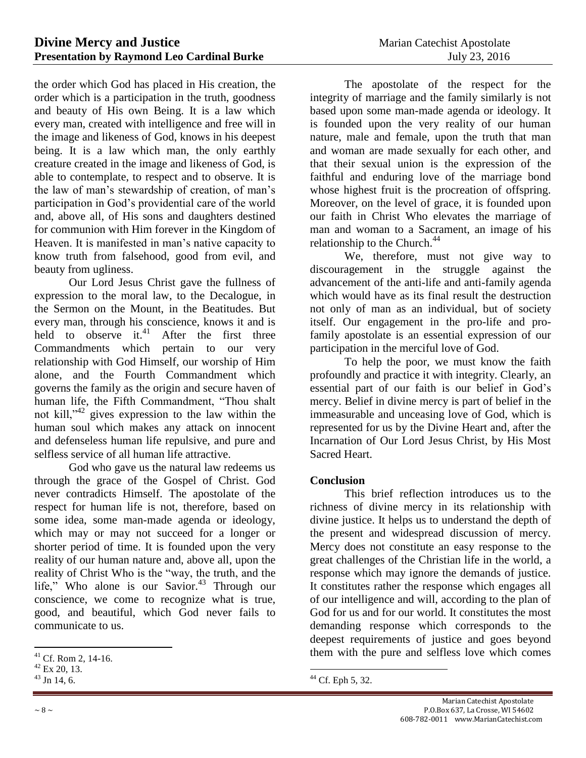the order which God has placed in His creation, the order which is a participation in the truth, goodness and beauty of His own Being. It is a law which every man, created with intelligence and free will in the image and likeness of God, knows in his deepest being. It is a law which man, the only earthly creature created in the image and likeness of God, is able to contemplate, to respect and to observe. It is the law of man's stewardship of creation, of man's participation in God's providential care of the world and, above all, of His sons and daughters destined for communion with Him forever in the Kingdom of Heaven. It is manifested in man's native capacity to know truth from falsehood, good from evil, and beauty from ugliness.

Our Lord Jesus Christ gave the fullness of expression to the moral law, to the Decalogue, in the Sermon on the Mount, in the Beatitudes. But every man, through his conscience, knows it and is held to observe it.[41] After the first three Commandments which pertain to our very relationship with God Himself, our worship of Him alone, and the Fourth Commandment which governs the family as the origin and secure haven of human life, the Fifth Commandment, "Thou shalt not kill,"[42] gives expression to the law within the human soul which makes any attack on innocent and defenseless human life repulsive, and pure and selfless service of all human life attractive.

God who gave us the natural law redeems us through the grace of the Gospel of Christ. God never contradicts Himself. The apostolate of the respect for human life is not, therefore, based on some idea, some man-made agenda or ideology, which may or may not succeed for a longer or shorter period of time. It is founded upon the very reality of our human nature and, above all, upon the reality of Christ Who is the "way, the truth, and the life," Who alone is our Savior.[43] Through our conscience, we come to recognize what is true, good, and beautiful, which God never fails to communicate to us.

The apostolate of the respect for the integrity of marriage and the family similarly is not based upon some man-made agenda or ideology. It is founded upon the very reality of our human nature, male and female, upon the truth that man and woman are made sexually for each other, and that their sexual union is the expression of the faithful and enduring love of the marriage bond whose highest fruit is the procreation of offspring. Moreover, on the level of grace, it is founded upon our faith in Christ Who elevates the marriage of man and woman to a Sacrament, an image of his relationship to the Church.[44]

We, therefore, must not give way to discouragement in the struggle against the advancement of the anti-life and anti-family agenda which would have as its final result the destruction not only of man as an individual, but of society itself. Our engagement in the pro-life and pro-family apostolate is an essential expression of our participation in the merciful love of God.

To help the poor, we must know the faith profoundly and practice it with integrity. Clearly, an essential part of our faith is our belief in God's mercy. Belief in divine mercy is part of belief in the immeasurable and unceasing love of God, which is represented for us by the Divine Heart and, after the Incarnation of Our Lord Jesus Christ, by His Most Sacred Heart.

**Conclusion**

This brief reflection introduces us to the richness of divine mercy in its relationship with divine justice. It helps us to understand the depth of the present and widespread discussion of mercy. Mercy does not constitute an easy response to the great challenges of the Christian life in the world, a response which may ignore the demands of justice. It constitutes rather the response which engages all of our intelligence and will, according to the plan of God for us and for our world. It constitutes the most demanding response which corresponds to the deepest requirements of justice and goes beyond them with the pure and selfless love which comes

---

[41] Cf. Rom 2, 14-16.

[42] Ex 20, 13.

[43] Jn 14, 6.

[44] Cf. Eph 5, 32.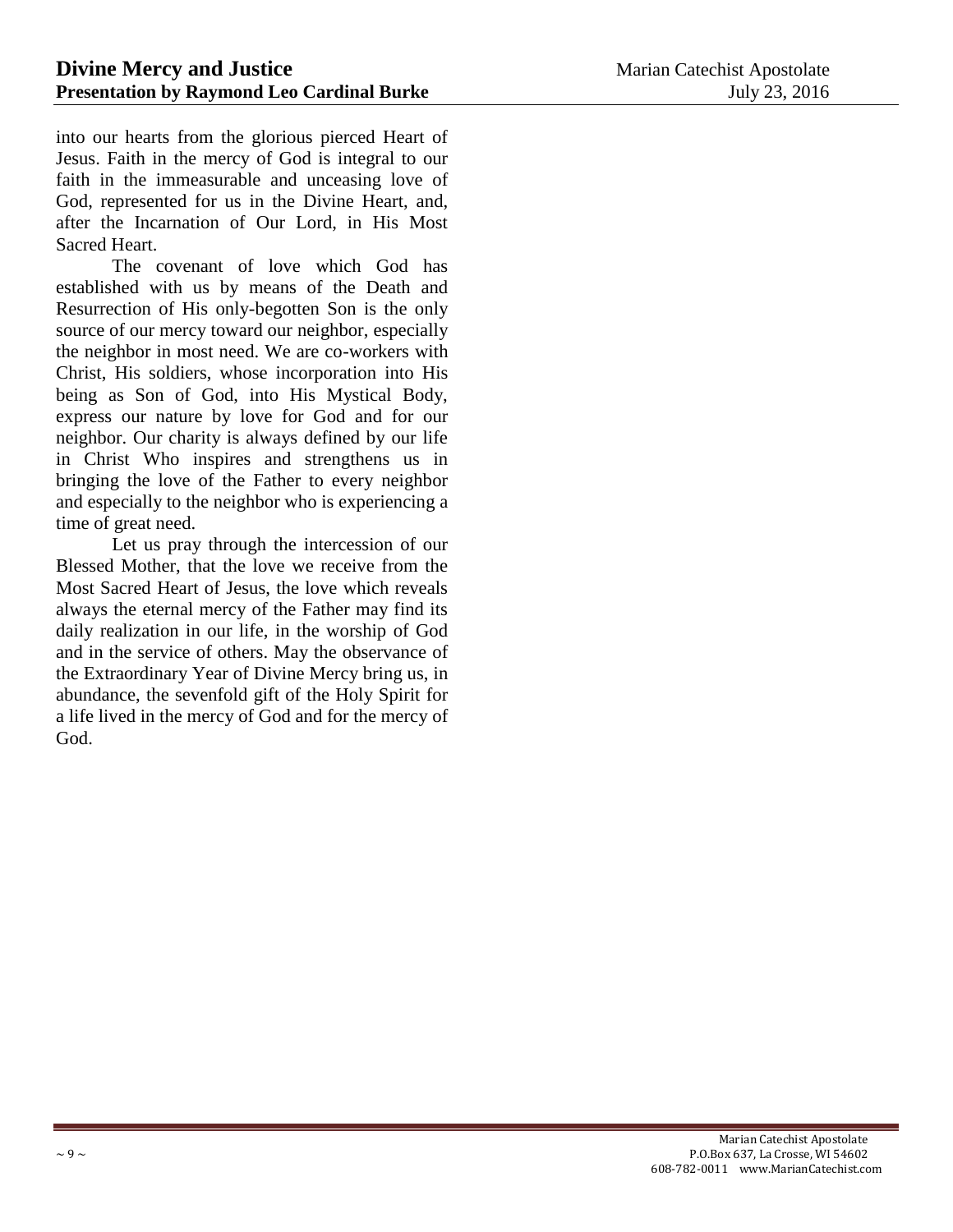into our hearts from the glorious pierced Heart of Jesus. Faith in the mercy of God is integral to our faith in the immeasurable and unceasing love of God, represented for us in the Divine Heart, and, after the Incarnation of Our Lord, in His Most Sacred Heart.

The covenant of love which God has established with us by means of the Death and Resurrection of His only-begotten Son is the only source of our mercy toward our neighbor, especially the neighbor in most need. We are co-workers with Christ, His soldiers, whose incorporation into His being as Son of God, into His Mystical Body, express our nature by love for God and for our neighbor. Our charity is always defined by our life in Christ Who inspires and strengthens us in bringing the love of the Father to every neighbor and especially to the neighbor who is experiencing a time of great need.

Let us pray through the intercession of our Blessed Mother, that the love we receive from the Most Sacred Heart of Jesus, the love which reveals always the eternal mercy of the Father may find its daily realization in our life, in the worship of God and in the service of others. May the observance of the Extraordinary Year of Divine Mercy bring us, in abundance, the sevenfold gift of the Holy Spirit for a life lived in the mercy of God and for the mercy of God.